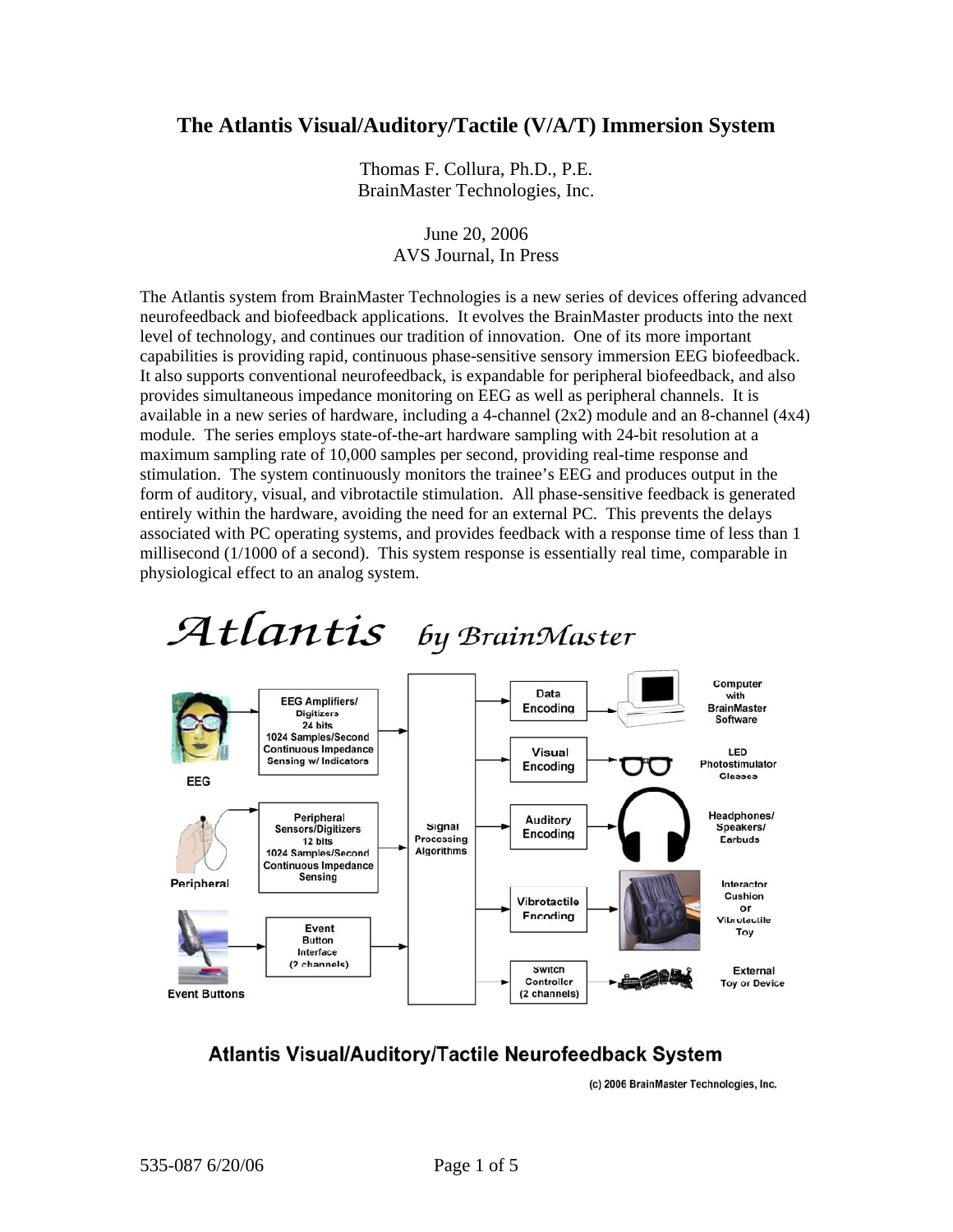# The Atlantis Visual/Auditory/Tactile (V/A/T) Immersion System

Thomas F. Collura, Ph.D., P.E.
BrainMaster Technologies, Inc.

June 20, 2006
AVS Journal, In Press

The Atlantis system from BrainMaster Technologies is a new series of devices offering advanced neurofeedback and biofeedback applications. It evolves the BrainMaster products into the next level of technology, and continues our tradition of innovation. One of its more important capabilities is providing rapid, continuous phase-sensitive sensory immersion EEG biofeedback. It also supports conventional neurofeedback, is expandable for peripheral biofeedback, and also provides simultaneous impedance monitoring on EEG as well as peripheral channels. It is available in a new series of hardware, including a 4-channel (2x2) module and an 8-channel (4x4) module. The series employs state-of-the-art hardware sampling with 24-bit resolution at a maximum sampling rate of 10,000 samples per second, providing real-time response and stimulation. The system continuously monitors the trainee's EEG and produces output in the form of auditory, visual, and vibrotactile stimulation. All phase-sensitive feedback is generated entirely within the hardware, avoiding the need for an external PC. This prevents the delays associated with PC operating systems, and provides feedback with a response time of less than 1 millisecond (1/1000 of a second). This system response is essentially real time, comparable in physiological effect to an analog system.

*Atlantis* *by BrainMaster*

**Atlantis Visual/Auditory/Tactile Neurofeedback System**

(c) 2006 BrainMaster Technologies, Inc.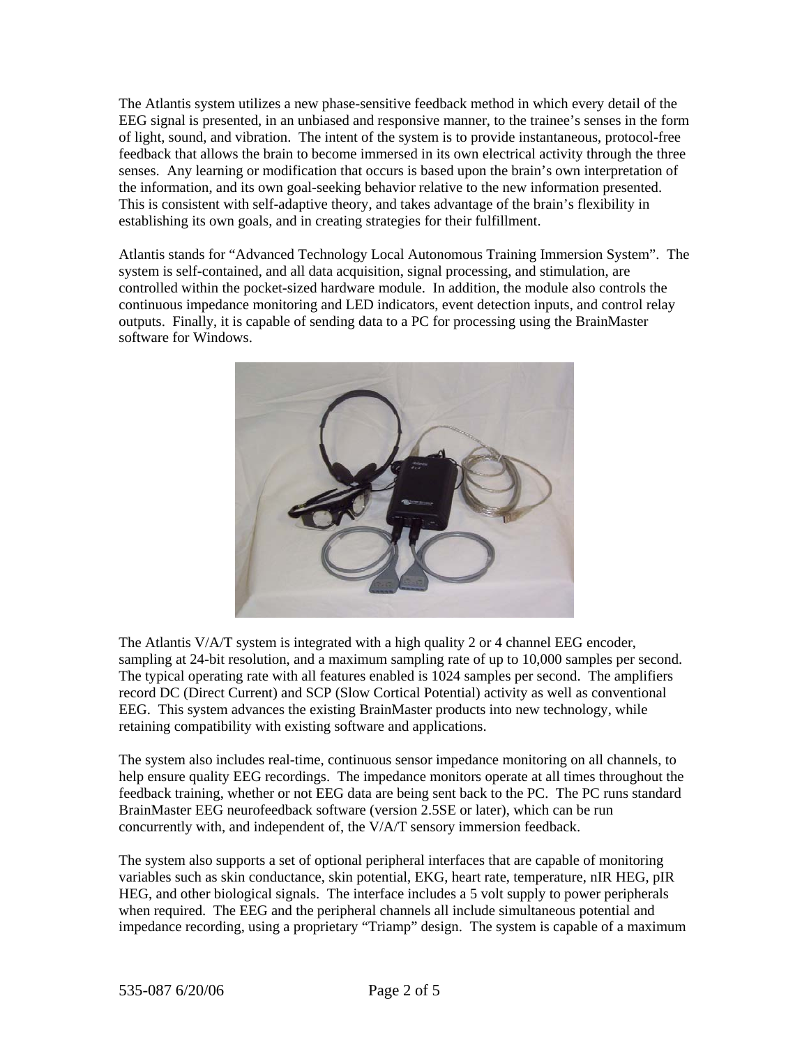The Atlantis system utilizes a new phase-sensitive feedback method in which every detail of the EEG signal is presented, in an unbiased and responsive manner, to the trainee's senses in the form of light, sound, and vibration. The intent of the system is to provide instantaneous, protocol-free feedback that allows the brain to become immersed in its own electrical activity through the three senses. Any learning or modification that occurs is based upon the brain's own interpretation of the information, and its own goal-seeking behavior relative to the new information presented. This is consistent with self-adaptive theory, and takes advantage of the brain's flexibility in establishing its own goals, and in creating strategies for their fulfillment.

Atlantis stands for "Advanced Technology Local Autonomous Training Immersion System". The system is self-contained, and all data acquisition, signal processing, and stimulation, are controlled within the pocket-sized hardware module. In addition, the module also controls the continuous impedance monitoring and LED indicators, event detection inputs, and control relay outputs. Finally, it is capable of sending data to a PC for processing using the BrainMaster software for Windows.

The Atlantis V/A/T system is integrated with a high quality 2 or 4 channel EEG encoder, sampling at 24-bit resolution, and a maximum sampling rate of up to 10,000 samples per second. The typical operating rate with all features enabled is 1024 samples per second. The amplifiers record DC (Direct Current) and SCP (Slow Cortical Potential) activity as well as conventional EEG. This system advances the existing BrainMaster products into new technology, while retaining compatibility with existing software and applications.

The system also includes real-time, continuous sensor impedance monitoring on all channels, to help ensure quality EEG recordings. The impedance monitors operate at all times throughout the feedback training, whether or not EEG data are being sent back to the PC. The PC runs standard BrainMaster EEG neurofeedback software (version 2.5SE or later), which can be run concurrently with, and independent of, the V/A/T sensory immersion feedback.

The system also supports a set of optional peripheral interfaces that are capable of monitoring variables such as skin conductance, skin potential, EKG, heart rate, temperature, nIR HEG, pIR HEG, and other biological signals. The interface includes a 5 volt supply to power peripherals when required. The EEG and the peripheral channels all include simultaneous potential and impedance recording, using a proprietary "Triamp" design. The system is capable of a maximum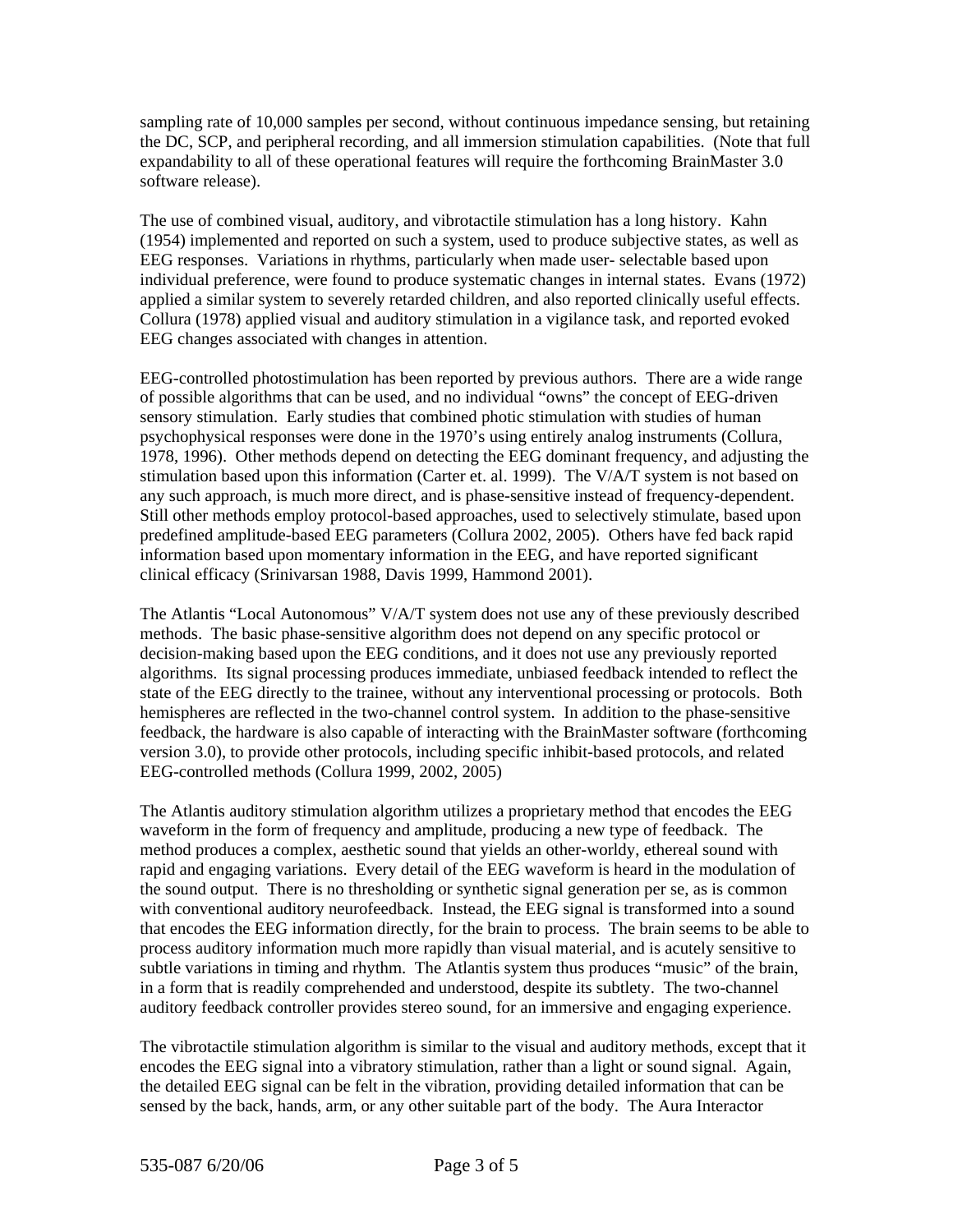sampling rate of 10,000 samples per second, without continuous impedance sensing, but retaining the DC, SCP, and peripheral recording, and all immersion stimulation capabilities. (Note that full expandability to all of these operational features will require the forthcoming BrainMaster 3.0 software release).

The use of combined visual, auditory, and vibrotactile stimulation has a long history. Kahn (1954) implemented and reported on such a system, used to produce subjective states, as well as EEG responses. Variations in rhythms, particularly when made user- selectable based upon individual preference, were found to produce systematic changes in internal states. Evans (1972) applied a similar system to severely retarded children, and also reported clinically useful effects. Collura (1978) applied visual and auditory stimulation in a vigilance task, and reported evoked EEG changes associated with changes in attention.

EEG-controlled photostimulation has been reported by previous authors. There are a wide range of possible algorithms that can be used, and no individual "owns" the concept of EEG-driven sensory stimulation. Early studies that combined photic stimulation with studies of human psychophysical responses were done in the 1970's using entirely analog instruments (Collura, 1978, 1996). Other methods depend on detecting the EEG dominant frequency, and adjusting the stimulation based upon this information (Carter et. al. 1999). The V/A/T system is not based on any such approach, is much more direct, and is phase-sensitive instead of frequency-dependent. Still other methods employ protocol-based approaches, used to selectively stimulate, based upon predefined amplitude-based EEG parameters (Collura 2002, 2005). Others have fed back rapid information based upon momentary information in the EEG, and have reported significant clinical efficacy (Srinivarsan 1988, Davis 1999, Hammond 2001).

The Atlantis "Local Autonomous" V/A/T system does not use any of these previously described methods. The basic phase-sensitive algorithm does not depend on any specific protocol or decision-making based upon the EEG conditions, and it does not use any previously reported algorithms. Its signal processing produces immediate, unbiased feedback intended to reflect the state of the EEG directly to the trainee, without any interventional processing or protocols. Both hemispheres are reflected in the two-channel control system. In addition to the phase-sensitive feedback, the hardware is also capable of interacting with the BrainMaster software (forthcoming version 3.0), to provide other protocols, including specific inhibit-based protocols, and related EEG-controlled methods (Collura 1999, 2002, 2005)

The Atlantis auditory stimulation algorithm utilizes a proprietary method that encodes the EEG waveform in the form of frequency and amplitude, producing a new type of feedback. The method produces a complex, aesthetic sound that yields an other-worldy, ethereal sound with rapid and engaging variations. Every detail of the EEG waveform is heard in the modulation of the sound output. There is no thresholding or synthetic signal generation per se, as is common with conventional auditory neurofeedback. Instead, the EEG signal is transformed into a sound that encodes the EEG information directly, for the brain to process. The brain seems to be able to process auditory information much more rapidly than visual material, and is acutely sensitive to subtle variations in timing and rhythm. The Atlantis system thus produces "music" of the brain, in a form that is readily comprehended and understood, despite its subtlety. The two-channel auditory feedback controller provides stereo sound, for an immersive and engaging experience.

The vibrotactile stimulation algorithm is similar to the visual and auditory methods, except that it encodes the EEG signal into a vibratory stimulation, rather than a light or sound signal. Again, the detailed EEG signal can be felt in the vibration, providing detailed information that can be sensed by the back, hands, arm, or any other suitable part of the body. The Aura Interactor

535-087 6/20/06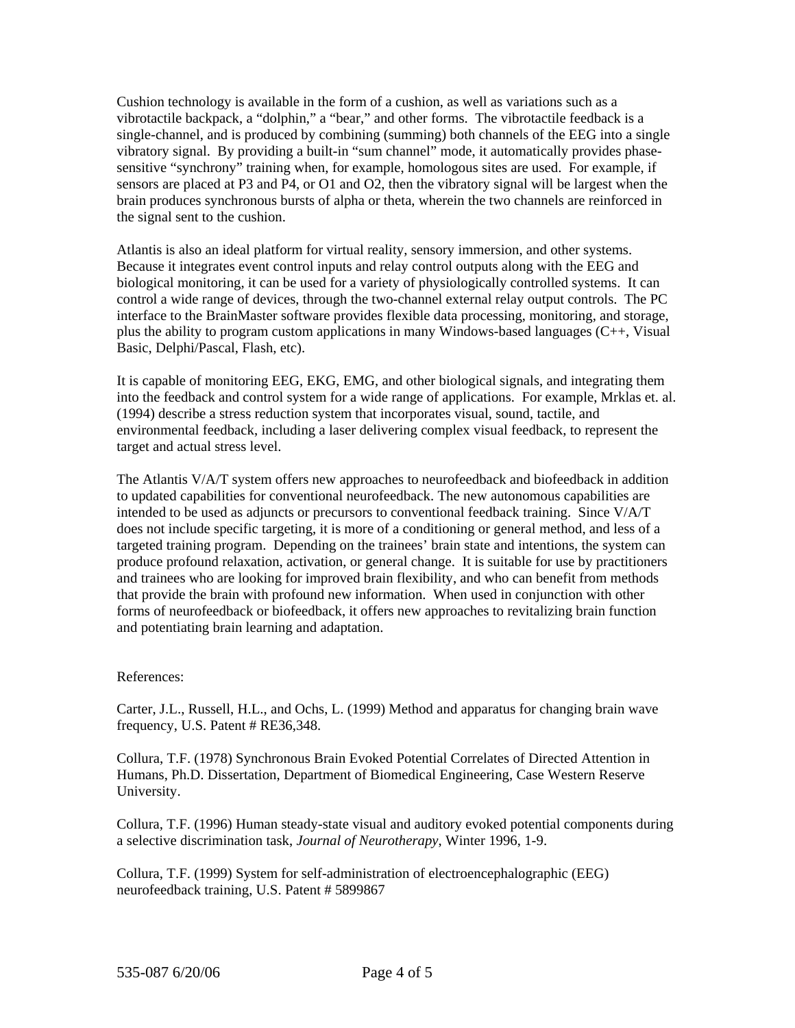Cushion technology is available in the form of a cushion, as well as variations such as a vibrotactile backpack, a "dolphin," a "bear," and other forms. The vibrotactile feedback is a single-channel, and is produced by combining (summing) both channels of the EEG into a single vibratory signal. By providing a built-in "sum channel" mode, it automatically provides phase-sensitive "synchrony" training when, for example, homologous sites are used. For example, if sensors are placed at P3 and P4, or O1 and O2, then the vibratory signal will be largest when the brain produces synchronous bursts of alpha or theta, wherein the two channels are reinforced in the signal sent to the cushion.

Atlantis is also an ideal platform for virtual reality, sensory immersion, and other systems. Because it integrates event control inputs and relay control outputs along with the EEG and biological monitoring, it can be used for a variety of physiologically controlled systems. It can control a wide range of devices, through the two-channel external relay output controls. The PC interface to the BrainMaster software provides flexible data processing, monitoring, and storage, plus the ability to program custom applications in many Windows-based languages (C++, Visual Basic, Delphi/Pascal, Flash, etc).

It is capable of monitoring EEG, EKG, EMG, and other biological signals, and integrating them into the feedback and control system for a wide range of applications. For example, Mrklas et. al. (1994) describe a stress reduction system that incorporates visual, sound, tactile, and environmental feedback, including a laser delivering complex visual feedback, to represent the target and actual stress level.

The Atlantis V/A/T system offers new approaches to neurofeedback and biofeedback in addition to updated capabilities for conventional neurofeedback. The new autonomous capabilities are intended to be used as adjuncts or precursors to conventional feedback training. Since V/A/T does not include specific targeting, it is more of a conditioning or general method, and less of a targeted training program. Depending on the trainees' brain state and intentions, the system can produce profound relaxation, activation, or general change. It is suitable for use by practitioners and trainees who are looking for improved brain flexibility, and who can benefit from methods that provide the brain with profound new information. When used in conjunction with other forms of neurofeedback or biofeedback, it offers new approaches to revitalizing brain function and potentiating brain learning and adaptation.

References:

Carter, J.L., Russell, H.L., and Ochs, L. (1999) Method and apparatus for changing brain wave frequency, U.S. Patent # RE36,348.

Collura, T.F. (1978) Synchronous Brain Evoked Potential Correlates of Directed Attention in Humans, Ph.D. Dissertation, Department of Biomedical Engineering, Case Western Reserve University.

Collura, T.F. (1996) Human steady-state visual and auditory evoked potential components during a selective discrimination task, *Journal of Neurotherapy*, Winter 1996, 1-9.

Collura, T.F. (1999) System for self-administration of electroencephalographic (EEG) neurofeedback training, U.S. Patent # 5899867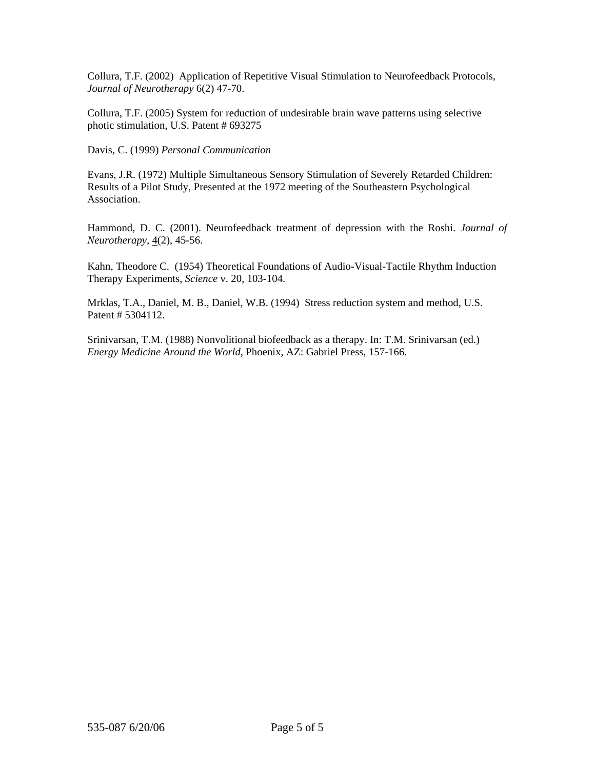Collura, T.F. (2002) Application of Repetitive Visual Stimulation to Neurofeedback Protocols, *Journal of Neurotherapy* 6(2) 47-70.

Collura, T.F. (2005) System for reduction of undesirable brain wave patterns using selective photic stimulation, U.S. Patent # 693275

Davis, C. (1999) *Personal Communication*

Evans, J.R. (1972) Multiple Simultaneous Sensory Stimulation of Severely Retarded Children: Results of a Pilot Study, Presented at the 1972 meeting of the Southeastern Psychological Association.

Hammond, D. C. (2001). Neurofeedback treatment of depression with the Roshi. *Journal of Neurotherapy*, 4(2), 45-56.

Kahn, Theodore C. (1954) Theoretical Foundations of Audio-Visual-Tactile Rhythm Induction Therapy Experiments, *Science* v. 20, 103-104.

Mrklas, T.A., Daniel, M. B., Daniel, W.B. (1994) Stress reduction system and method, U.S. Patent # 5304112.

Srinivarsan, T.M. (1988) Nonvolitional biofeedback as a therapy. In: T.M. Srinivarsan (ed.) *Energy Medicine Around the World*, Phoenix, AZ: Gabriel Press, 157-166.